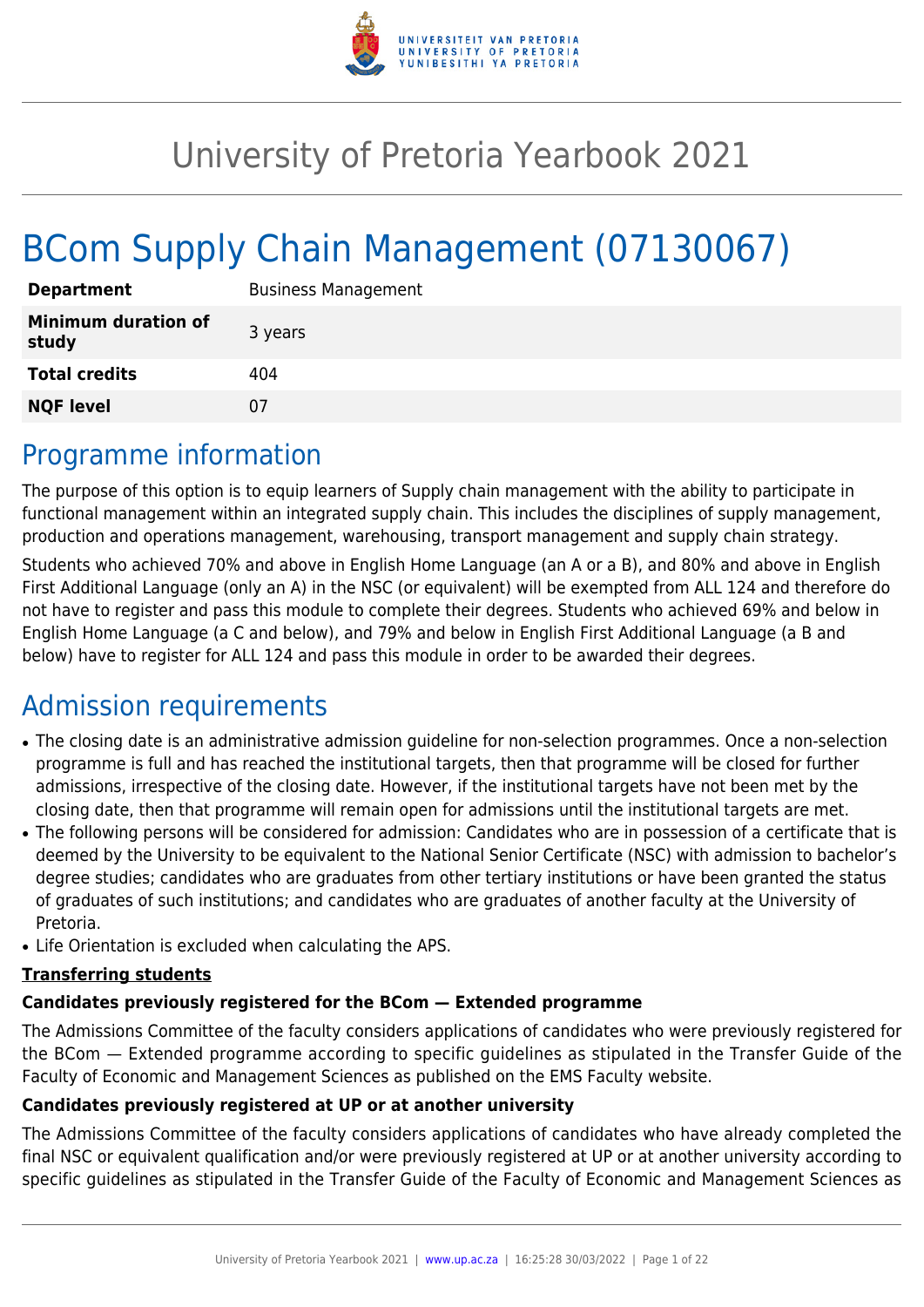# University of Pretoria Yearbook 2021

# BCom Supply Chain Management (07130067)

| | |
|---|---|
| **Department** | Business Management |
| **Minimum duration of study** | 3 years |
| **Total credits** | 404 |
| **NQF level** | 07 |

## Programme information

The purpose of this option is to equip learners of Supply chain management with the ability to participate in functional management within an integrated supply chain. This includes the disciplines of supply management, production and operations management, warehousing, transport management and supply chain strategy.

Students who achieved 70% and above in English Home Language (an A or a B), and 80% and above in English First Additional Language (only an A) in the NSC (or equivalent) will be exempted from ALL 124 and therefore do not have to register and pass this module to complete their degrees. Students who achieved 69% and below in English Home Language (a C and below), and 79% and below in English First Additional Language (a B and below) have to register for ALL 124 and pass this module in order to be awarded their degrees.

## Admission requirements

- The closing date is an administrative admission guideline for non-selection programmes. Once a non-selection programme is full and has reached the institutional targets, then that programme will be closed for further admissions, irrespective of the closing date. However, if the institutional targets have not been met by the closing date, then that programme will remain open for admissions until the institutional targets are met.
- The following persons will be considered for admission: Candidates who are in possession of a certificate that is deemed by the University to be equivalent to the National Senior Certificate (NSC) with admission to bachelor's degree studies; candidates who are graduates from other tertiary institutions or have been granted the status of graduates of such institutions; and candidates who are graduates of another faculty at the University of Pretoria.
- Life Orientation is excluded when calculating the APS.

**Transferring students**

**Candidates previously registered for the BCom — Extended programme**

The Admissions Committee of the faculty considers applications of candidates who were previously registered for the BCom — Extended programme according to specific guidelines as stipulated in the Transfer Guide of the Faculty of Economic and Management Sciences as published on the EMS Faculty website.

**Candidates previously registered at UP or at another university**

The Admissions Committee of the faculty considers applications of candidates who have already completed the final NSC or equivalent qualification and/or were previously registered at UP or at another university according to specific guidelines as stipulated in the Transfer Guide of the Faculty of Economic and Management Sciences as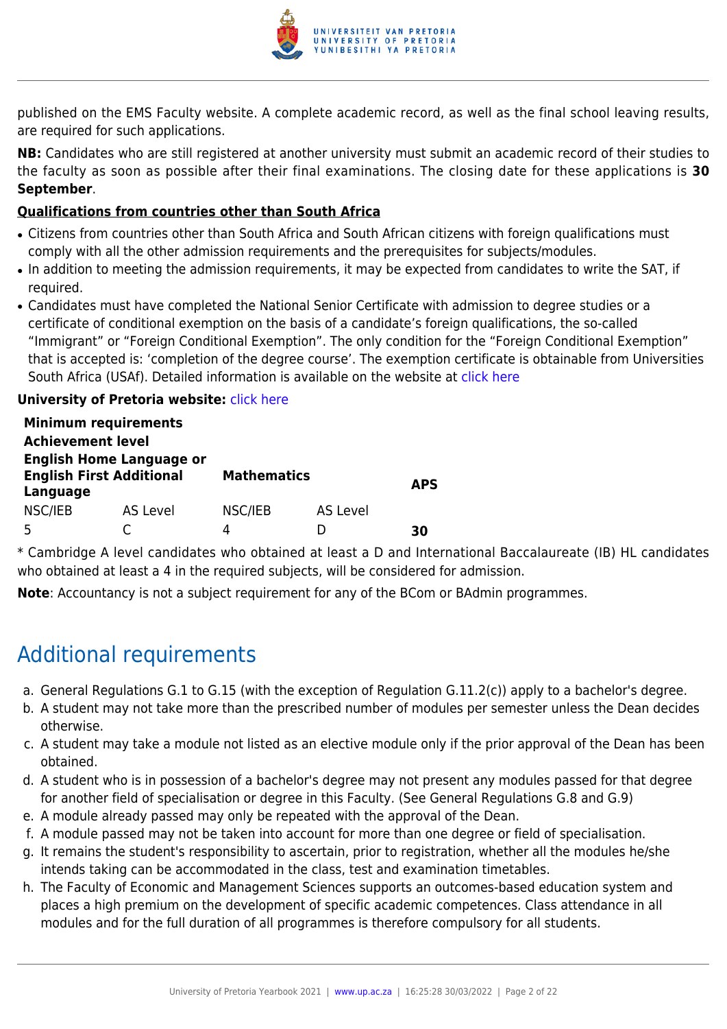published on the EMS Faculty website. A complete academic record, as well as the final school leaving results, are required for such applications.

**NB:** Candidates who are still registered at another university must submit an academic record of their studies to the faculty as soon as possible after their final examinations. The closing date for these applications is **30 September**.

**Qualifications from countries other than South Africa**

- Citizens from countries other than South Africa and South African citizens with foreign qualifications must comply with all the other admission requirements and the prerequisites for subjects/modules.
- In addition to meeting the admission requirements, it may be expected from candidates to write the SAT, if required.
- Candidates must have completed the National Senior Certificate with admission to degree studies or a certificate of conditional exemption on the basis of a candidate's foreign qualifications, the so-called "Immigrant" or "Foreign Conditional Exemption". The only condition for the "Foreign Conditional Exemption" that is accepted is: 'completion of the degree course'. The exemption certificate is obtainable from Universities South Africa (USAf). Detailed information is available on the website at click here

**University of Pretoria website:** click here

| **Minimum requirements Achievement level English Home Language or English First Additional Language** | | **Mathematics** | | **APS** |
|---|---|---|---|---|
| NSC/IEB | AS Level | NSC/IEB | AS Level | |
| 5 | C | 4 | D | **30** |

* Cambridge A level candidates who obtained at least a D and International Baccalaureate (IB) HL candidates who obtained at least a 4 in the required subjects, will be considered for admission.

**Note**: Accountancy is not a subject requirement for any of the BCom or BAdmin programmes.

## Additional requirements

a. General Regulations G.1 to G.15 (with the exception of Regulation G.11.2(c)) apply to a bachelor's degree.
b. A student may not take more than the prescribed number of modules per semester unless the Dean decides otherwise.
c. A student may take a module not listed as an elective module only if the prior approval of the Dean has been obtained.
d. A student who is in possession of a bachelor's degree may not present any modules passed for that degree for another field of specialisation or degree in this Faculty. (See General Regulations G.8 and G.9)
e. A module already passed may only be repeated with the approval of the Dean.
f. A module passed may not be taken into account for more than one degree or field of specialisation.
g. It remains the student's responsibility to ascertain, prior to registration, whether all the modules he/she intends taking can be accommodated in the class, test and examination timetables.
h. The Faculty of Economic and Management Sciences supports an outcomes-based education system and places a high premium on the development of specific academic competences. Class attendance in all modules and for the full duration of all programmes is therefore compulsory for all students.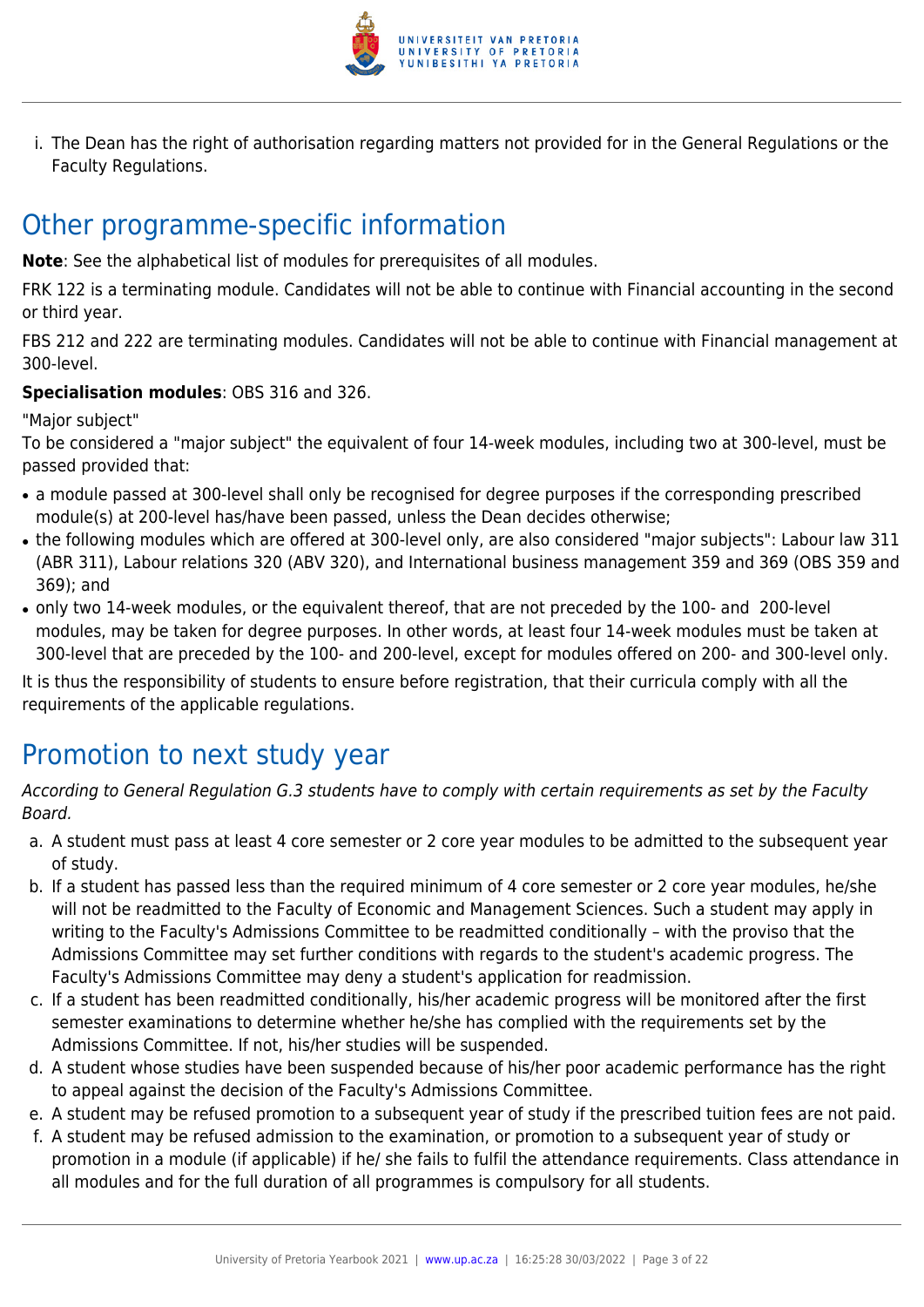i. The Dean has the right of authorisation regarding matters not provided for in the General Regulations or the Faculty Regulations.

## Other programme-specific information

**Note**: See the alphabetical list of modules for prerequisites of all modules.

FRK 122 is a terminating module. Candidates will not be able to continue with Financial accounting in the second or third year.

FBS 212 and 222 are terminating modules. Candidates will not be able to continue with Financial management at 300-level.

**Specialisation modules**: OBS 316 and 326.

"Major subject"

To be considered a "major subject" the equivalent of four 14-week modules, including two at 300-level, must be passed provided that:

- a module passed at 300-level shall only be recognised for degree purposes if the corresponding prescribed module(s) at 200-level has/have been passed, unless the Dean decides otherwise;
- the following modules which are offered at 300-level only, are also considered "major subjects": Labour law 311 (ABR 311), Labour relations 320 (ABV 320), and International business management 359 and 369 (OBS 359 and 369); and
- only two 14-week modules, or the equivalent thereof, that are not preceded by the 100- and 200-level modules, may be taken for degree purposes. In other words, at least four 14-week modules must be taken at 300-level that are preceded by the 100- and 200-level, except for modules offered on 200- and 300-level only.

It is thus the responsibility of students to ensure before registration, that their curricula comply with all the requirements of the applicable regulations.

## Promotion to next study year

*According to General Regulation G.3 students have to comply with certain requirements as set by the Faculty Board.*

a. A student must pass at least 4 core semester or 2 core year modules to be admitted to the subsequent year of study.
b. If a student has passed less than the required minimum of 4 core semester or 2 core year modules, he/she will not be readmitted to the Faculty of Economic and Management Sciences. Such a student may apply in writing to the Faculty's Admissions Committee to be readmitted conditionally – with the proviso that the Admissions Committee may set further conditions with regards to the student's academic progress. The Faculty's Admissions Committee may deny a student's application for readmission.
c. If a student has been readmitted conditionally, his/her academic progress will be monitored after the first semester examinations to determine whether he/she has complied with the requirements set by the Admissions Committee. If not, his/her studies will be suspended.
d. A student whose studies have been suspended because of his/her poor academic performance has the right to appeal against the decision of the Faculty's Admissions Committee.
e. A student may be refused promotion to a subsequent year of study if the prescribed tuition fees are not paid.
f. A student may be refused admission to the examination, or promotion to a subsequent year of study or promotion in a module (if applicable) if he/ she fails to fulfil the attendance requirements. Class attendance in all modules and for the full duration of all programmes is compulsory for all students.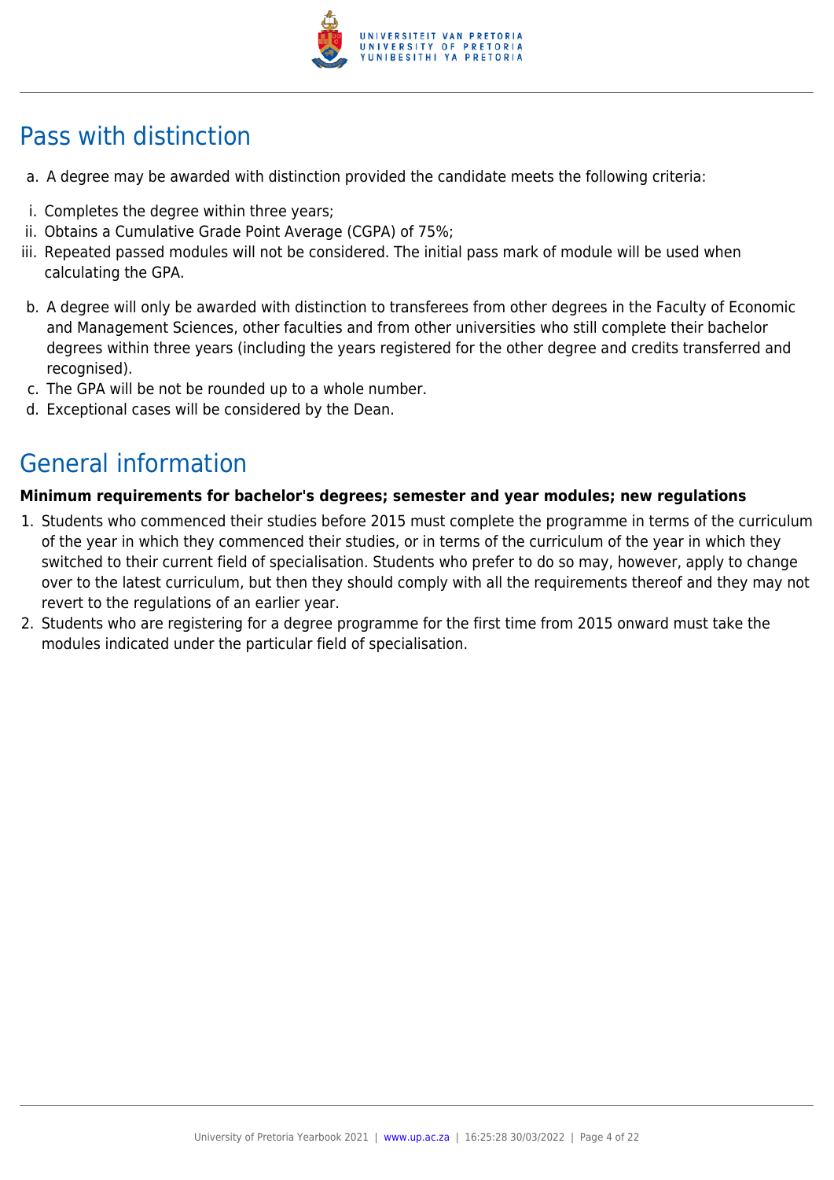## Pass with distinction

a. A degree may be awarded with distinction provided the candidate meets the following criteria:

  i. Completes the degree within three years;
  ii. Obtains a Cumulative Grade Point Average (CGPA) of 75%;
  iii. Repeated passed modules will not be considered. The initial pass mark of module will be used when calculating the GPA.

b. A degree will only be awarded with distinction to transferees from other degrees in the Faculty of Economic and Management Sciences, other faculties and from other universities who still complete their bachelor degrees within three years (including the years registered for the other degree and credits transferred and recognised).

c. The GPA will be not be rounded up to a whole number.

d. Exceptional cases will be considered by the Dean.

## General information

**Minimum requirements for bachelor's degrees; semester and year modules; new regulations**

1. Students who commenced their studies before 2015 must complete the programme in terms of the curriculum of the year in which they commenced their studies, or in terms of the curriculum of the year in which they switched to their current field of specialisation. Students who prefer to do so may, however, apply to change over to the latest curriculum, but then they should comply with all the requirements thereof and they may not revert to the regulations of an earlier year.
2. Students who are registering for a degree programme for the first time from 2015 onward must take the modules indicated under the particular field of specialisation.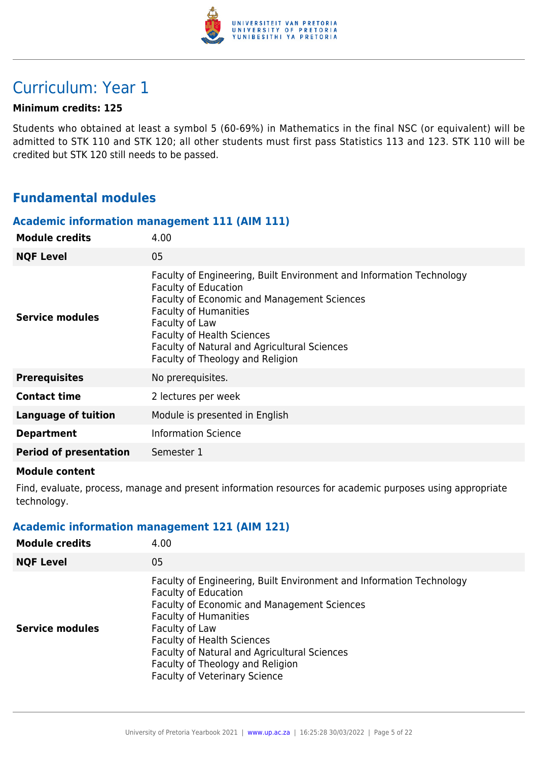# Curriculum: Year 1

**Minimum credits: 125**

Students who obtained at least a symbol 5 (60-69%) in Mathematics in the final NSC (or equivalent) will be admitted to STK 110 and STK 120; all other students must first pass Statistics 113 and 123. STK 110 will be credited but STK 120 still needs to be passed.

## Fundamental modules

### Academic information management 111 (AIM 111)

| | |
|---|---|
| **Module credits** | 4.00 |
| **NQF Level** | 05 |
| **Service modules** | Faculty of Engineering, Built Environment and Information Technology<br>Faculty of Education<br>Faculty of Economic and Management Sciences<br>Faculty of Humanities<br>Faculty of Law<br>Faculty of Health Sciences<br>Faculty of Natural and Agricultural Sciences<br>Faculty of Theology and Religion |
| **Prerequisites** | No prerequisites. |
| **Contact time** | 2 lectures per week |
| **Language of tuition** | Module is presented in English |
| **Department** | Information Science |
| **Period of presentation** | Semester 1 |

**Module content**

Find, evaluate, process, manage and present information resources for academic purposes using appropriate technology.

### Academic information management 121 (AIM 121)

| | |
|---|---|
| **Module credits** | 4.00 |
| **NQF Level** | 05 |
| **Service modules** | Faculty of Engineering, Built Environment and Information Technology<br>Faculty of Education<br>Faculty of Economic and Management Sciences<br>Faculty of Humanities<br>Faculty of Law<br>Faculty of Health Sciences<br>Faculty of Natural and Agricultural Sciences<br>Faculty of Theology and Religion<br>Faculty of Veterinary Science |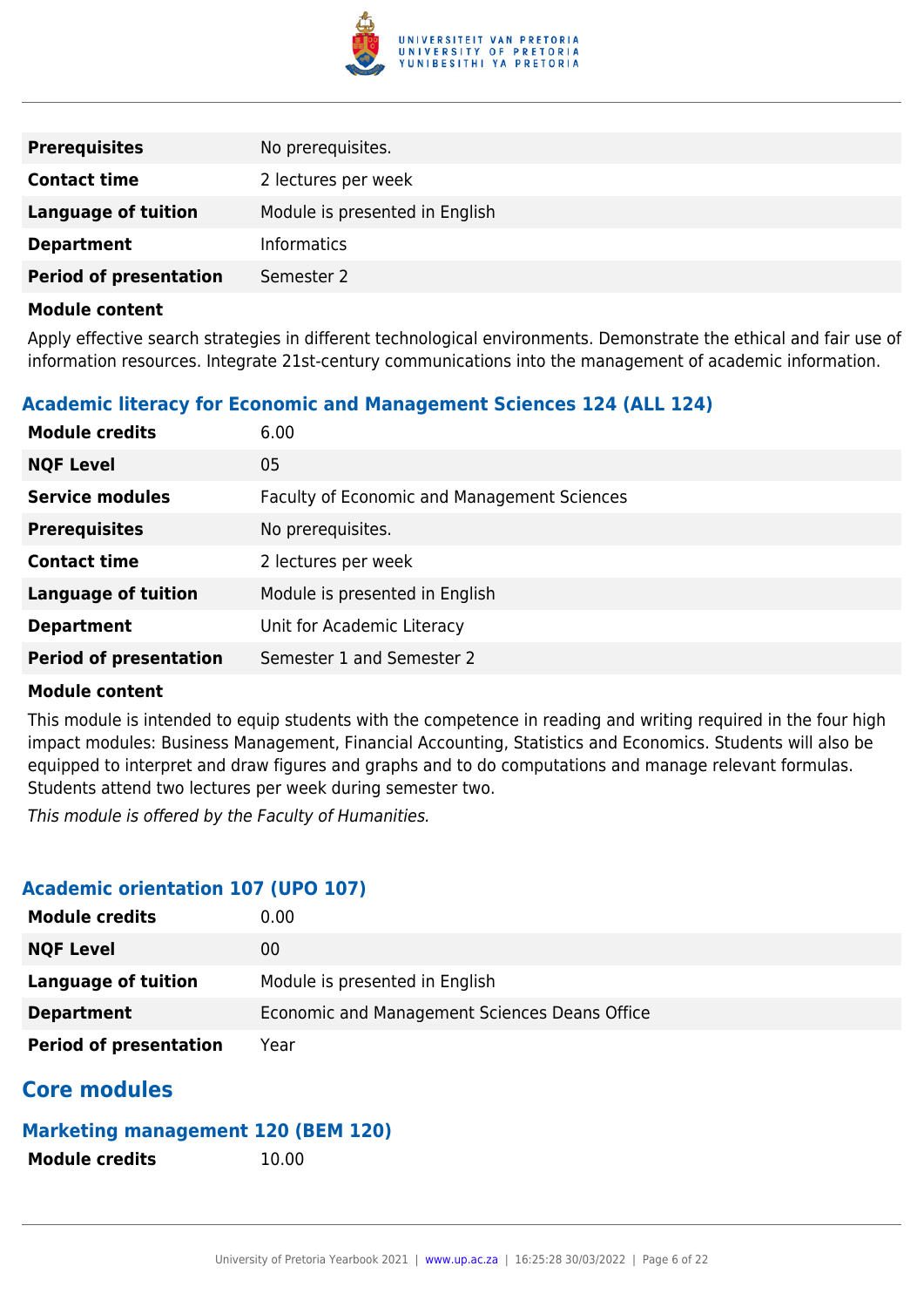| | |
|---|---|
| **Prerequisites** | No prerequisites. |
| **Contact time** | 2 lectures per week |
| **Language of tuition** | Module is presented in English |
| **Department** | Informatics |
| **Period of presentation** | Semester 2 |

**Module content**

Apply effective search strategies in different technological environments. Demonstrate the ethical and fair use of information resources. Integrate 21st-century communications into the management of academic information.

### Academic literacy for Economic and Management Sciences 124 (ALL 124)

| | |
|---|---|
| **Module credits** | 6.00 |
| **NQF Level** | 05 |
| **Service modules** | Faculty of Economic and Management Sciences |
| **Prerequisites** | No prerequisites. |
| **Contact time** | 2 lectures per week |
| **Language of tuition** | Module is presented in English |
| **Department** | Unit for Academic Literacy |
| **Period of presentation** | Semester 1 and Semester 2 |

**Module content**

This module is intended to equip students with the competence in reading and writing required in the four high impact modules: Business Management, Financial Accounting, Statistics and Economics. Students will also be equipped to interpret and draw figures and graphs and to do computations and manage relevant formulas. Students attend two lectures per week during semester two.

*This module is offered by the Faculty of Humanities.*

### Academic orientation 107 (UPO 107)

| | |
|---|---|
| **Module credits** | 0.00 |
| **NQF Level** | 00 |
| **Language of tuition** | Module is presented in English |
| **Department** | Economic and Management Sciences Deans Office |
| **Period of presentation** | Year |

## Core modules

### Marketing management 120 (BEM 120)

| | |
|---|---|
| **Module credits** | 10.00 |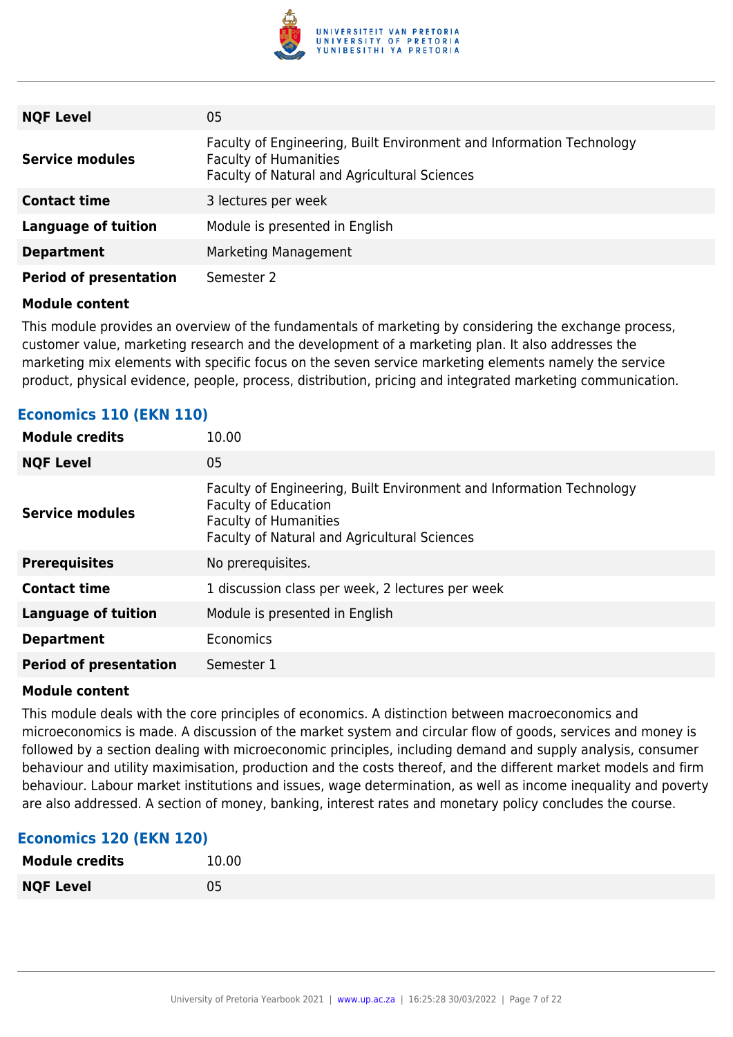| | |
|---|---|
| **NQF Level** | 05 |
| **Service modules** | Faculty of Engineering, Built Environment and Information Technology<br>Faculty of Humanities<br>Faculty of Natural and Agricultural Sciences |
| **Contact time** | 3 lectures per week |
| **Language of tuition** | Module is presented in English |
| **Department** | Marketing Management |
| **Period of presentation** | Semester 2 |

**Module content**

This module provides an overview of the fundamentals of marketing by considering the exchange process, customer value, marketing research and the development of a marketing plan. It also addresses the marketing mix elements with specific focus on the seven service marketing elements namely the service product, physical evidence, people, process, distribution, pricing and integrated marketing communication.

### Economics 110 (EKN 110)

| | |
|---|---|
| **Module credits** | 10.00 |
| **NQF Level** | 05 |
| **Service modules** | Faculty of Engineering, Built Environment and Information Technology<br>Faculty of Education<br>Faculty of Humanities<br>Faculty of Natural and Agricultural Sciences |
| **Prerequisites** | No prerequisites. |
| **Contact time** | 1 discussion class per week, 2 lectures per week |
| **Language of tuition** | Module is presented in English |
| **Department** | Economics |
| **Period of presentation** | Semester 1 |

**Module content**

This module deals with the core principles of economics. A distinction between macroeconomics and microeconomics is made. A discussion of the market system and circular flow of goods, services and money is followed by a section dealing with microeconomic principles, including demand and supply analysis, consumer behaviour and utility maximisation, production and the costs thereof, and the different market models and firm behaviour. Labour market institutions and issues, wage determination, as well as income inequality and poverty are also addressed. A section of money, banking, interest rates and monetary policy concludes the course.

### Economics 120 (EKN 120)

| | |
|---|---|
| **Module credits** | 10.00 |
| **NQF Level** | 05 |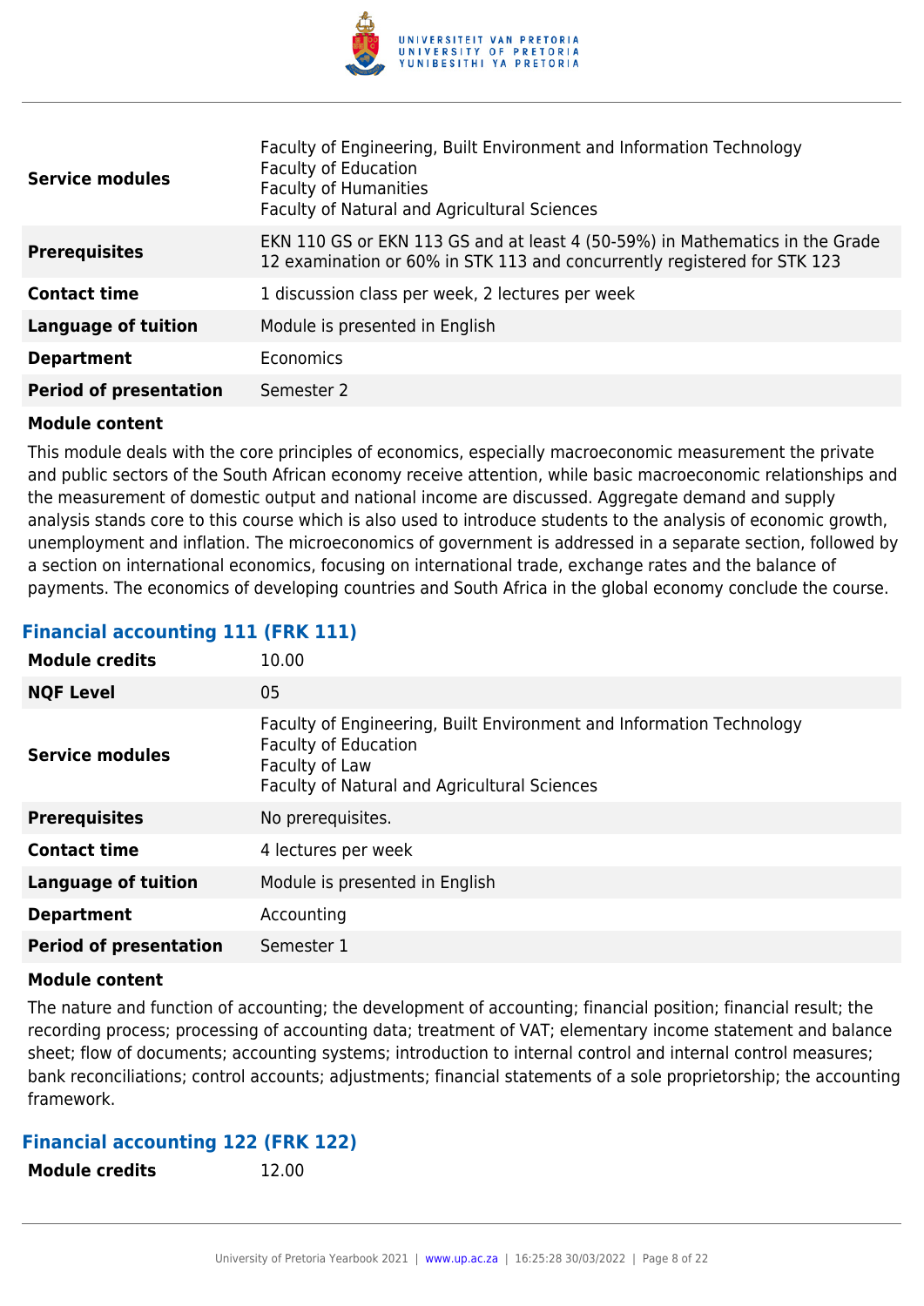| | |
|---|---|
| **Service modules** | Faculty of Engineering, Built Environment and Information Technology<br>Faculty of Education<br>Faculty of Humanities<br>Faculty of Natural and Agricultural Sciences |
| **Prerequisites** | EKN 110 GS or EKN 113 GS and at least 4 (50-59%) in Mathematics in the Grade 12 examination or 60% in STK 113 and concurrently registered for STK 123 |
| **Contact time** | 1 discussion class per week, 2 lectures per week |
| **Language of tuition** | Module is presented in English |
| **Department** | Economics |
| **Period of presentation** | Semester 2 |

**Module content**

This module deals with the core principles of economics, especially macroeconomic measurement the private and public sectors of the South African economy receive attention, while basic macroeconomic relationships and the measurement of domestic output and national income are discussed. Aggregate demand and supply analysis stands core to this course which is also used to introduce students to the analysis of economic growth, unemployment and inflation. The microeconomics of government is addressed in a separate section, followed by a section on international economics, focusing on international trade, exchange rates and the balance of payments. The economics of developing countries and South Africa in the global economy conclude the course.

### Financial accounting 111 (FRK 111)

| | |
|---|---|
| **Module credits** | 10.00 |
| **NQF Level** | 05 |
| **Service modules** | Faculty of Engineering, Built Environment and Information Technology<br>Faculty of Education<br>Faculty of Law<br>Faculty of Natural and Agricultural Sciences |
| **Prerequisites** | No prerequisites. |
| **Contact time** | 4 lectures per week |
| **Language of tuition** | Module is presented in English |
| **Department** | Accounting |
| **Period of presentation** | Semester 1 |

**Module content**

The nature and function of accounting; the development of accounting; financial position; financial result; the recording process; processing of accounting data; treatment of VAT; elementary income statement and balance sheet; flow of documents; accounting systems; introduction to internal control and internal control measures; bank reconciliations; control accounts; adjustments; financial statements of a sole proprietorship; the accounting framework.

### Financial accounting 122 (FRK 122)

| | |
|---|---|
| **Module credits** | 12.00 |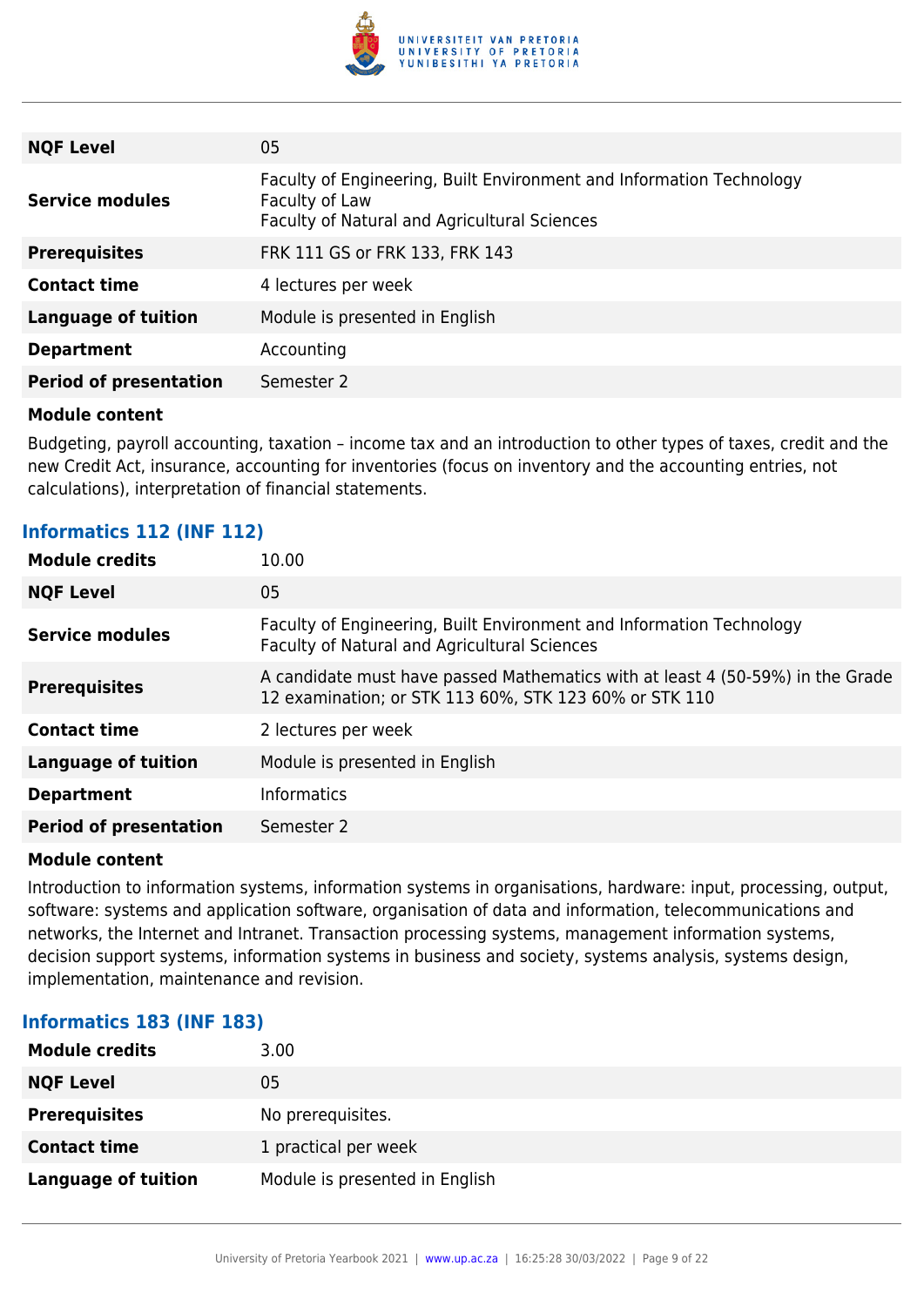| | |
|---|---|
| **NQF Level** | 05 |
| **Service modules** | Faculty of Engineering, Built Environment and Information Technology<br>Faculty of Law<br>Faculty of Natural and Agricultural Sciences |
| **Prerequisites** | FRK 111 GS or FRK 133, FRK 143 |
| **Contact time** | 4 lectures per week |
| **Language of tuition** | Module is presented in English |
| **Department** | Accounting |
| **Period of presentation** | Semester 2 |

**Module content**

Budgeting, payroll accounting, taxation – income tax and an introduction to other types of taxes, credit and the new Credit Act, insurance, accounting for inventories (focus on inventory and the accounting entries, not calculations), interpretation of financial statements.

### Informatics 112 (INF 112)

| | |
|---|---|
| **Module credits** | 10.00 |
| **NQF Level** | 05 |
| **Service modules** | Faculty of Engineering, Built Environment and Information Technology<br>Faculty of Natural and Agricultural Sciences |
| **Prerequisites** | A candidate must have passed Mathematics with at least 4 (50-59%) in the Grade 12 examination; or STK 113 60%, STK 123 60% or STK 110 |
| **Contact time** | 2 lectures per week |
| **Language of tuition** | Module is presented in English |
| **Department** | Informatics |
| **Period of presentation** | Semester 2 |

**Module content**

Introduction to information systems, information systems in organisations, hardware: input, processing, output, software: systems and application software, organisation of data and information, telecommunications and networks, the Internet and Intranet. Transaction processing systems, management information systems, decision support systems, information systems in business and society, systems analysis, systems design, implementation, maintenance and revision.

### Informatics 183 (INF 183)

| | |
|---|---|
| **Module credits** | 3.00 |
| **NQF Level** | 05 |
| **Prerequisites** | No prerequisites. |
| **Contact time** | 1 practical per week |
| **Language of tuition** | Module is presented in English |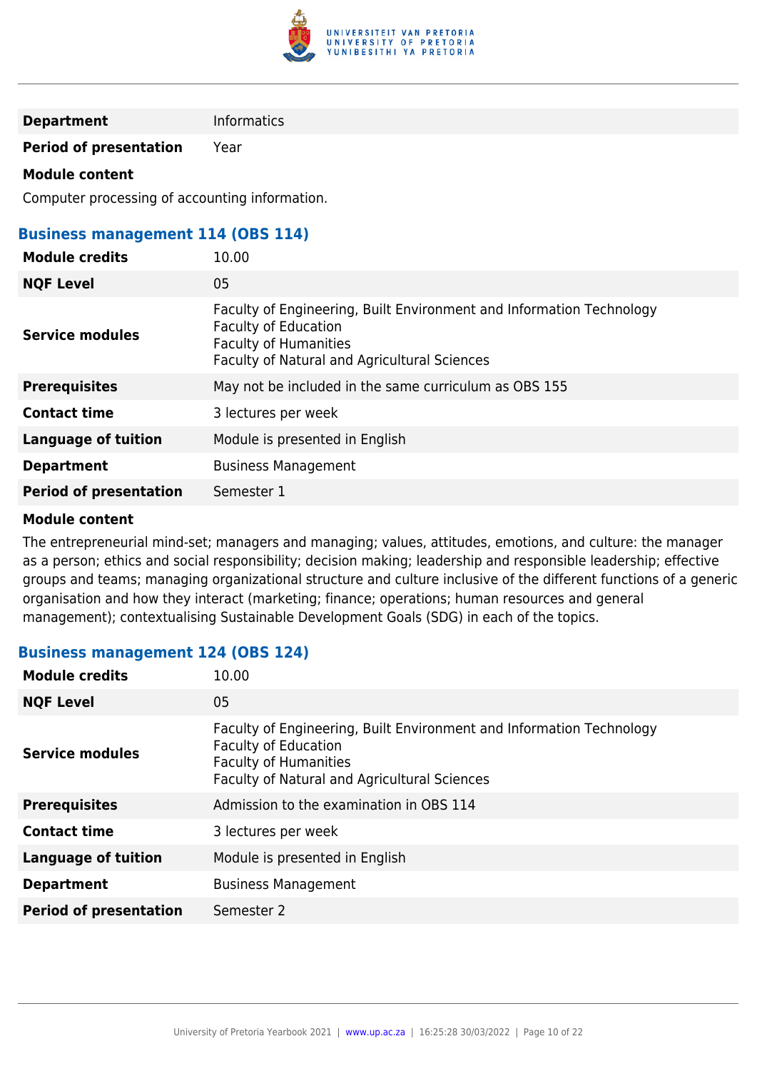| | |
|---|---|
| **Department** | Informatics |
| **Period of presentation** | Year |

**Module content**

Computer processing of accounting information.

### Business management 114 (OBS 114)

| | |
|---|---|
| **Module credits** | 10.00 |
| **NQF Level** | 05 |
| **Service modules** | Faculty of Engineering, Built Environment and Information Technology<br>Faculty of Education<br>Faculty of Humanities<br>Faculty of Natural and Agricultural Sciences |
| **Prerequisites** | May not be included in the same curriculum as OBS 155 |
| **Contact time** | 3 lectures per week |
| **Language of tuition** | Module is presented in English |
| **Department** | Business Management |
| **Period of presentation** | Semester 1 |

**Module content**

The entrepreneurial mind-set; managers and managing; values, attitudes, emotions, and culture: the manager as a person; ethics and social responsibility; decision making; leadership and responsible leadership; effective groups and teams; managing organizational structure and culture inclusive of the different functions of a generic organisation and how they interact (marketing; finance; operations; human resources and general management); contextualising Sustainable Development Goals (SDG) in each of the topics.

### Business management 124 (OBS 124)

| | |
|---|---|
| **Module credits** | 10.00 |
| **NQF Level** | 05 |
| **Service modules** | Faculty of Engineering, Built Environment and Information Technology<br>Faculty of Education<br>Faculty of Humanities<br>Faculty of Natural and Agricultural Sciences |
| **Prerequisites** | Admission to the examination in OBS 114 |
| **Contact time** | 3 lectures per week |
| **Language of tuition** | Module is presented in English |
| **Department** | Business Management |
| **Period of presentation** | Semester 2 |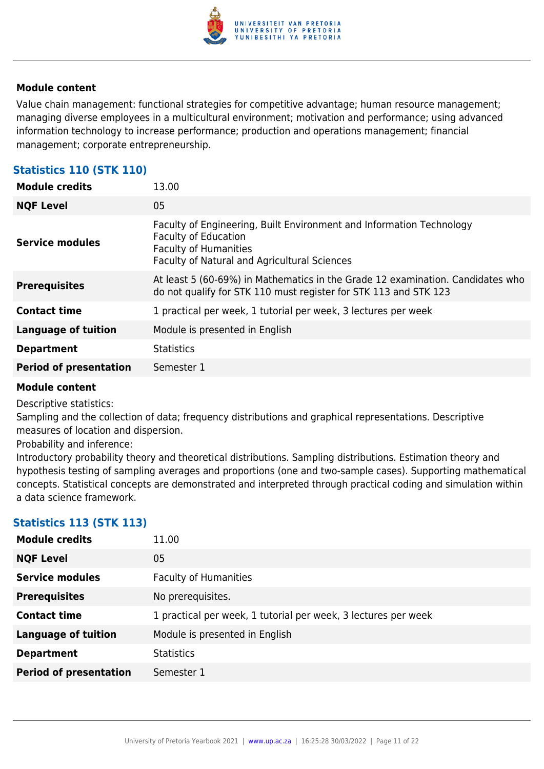**Module content**

Value chain management: functional strategies for competitive advantage; human resource management; managing diverse employees in a multicultural environment; motivation and performance; using advanced information technology to increase performance; production and operations management; financial management; corporate entrepreneurship.

### Statistics 110 (STK 110)

| | |
|---|---|
| **Module credits** | 13.00 |
| **NQF Level** | 05 |
| **Service modules** | Faculty of Engineering, Built Environment and Information Technology<br>Faculty of Education<br>Faculty of Humanities<br>Faculty of Natural and Agricultural Sciences |
| **Prerequisites** | At least 5 (60-69%) in Mathematics in the Grade 12 examination. Candidates who do not qualify for STK 110 must register for STK 113 and STK 123 |
| **Contact time** | 1 practical per week, 1 tutorial per week, 3 lectures per week |
| **Language of tuition** | Module is presented in English |
| **Department** | Statistics |
| **Period of presentation** | Semester 1 |

**Module content**

Descriptive statistics:

Sampling and the collection of data; frequency distributions and graphical representations. Descriptive measures of location and dispersion.

Probability and inference:

Introductory probability theory and theoretical distributions. Sampling distributions. Estimation theory and hypothesis testing of sampling averages and proportions (one and two-sample cases). Supporting mathematical concepts. Statistical concepts are demonstrated and interpreted through practical coding and simulation within a data science framework.

### Statistics 113 (STK 113)

| | |
|---|---|
| **Module credits** | 11.00 |
| **NQF Level** | 05 |
| **Service modules** | Faculty of Humanities |
| **Prerequisites** | No prerequisites. |
| **Contact time** | 1 practical per week, 1 tutorial per week, 3 lectures per week |
| **Language of tuition** | Module is presented in English |
| **Department** | Statistics |
| **Period of presentation** | Semester 1 |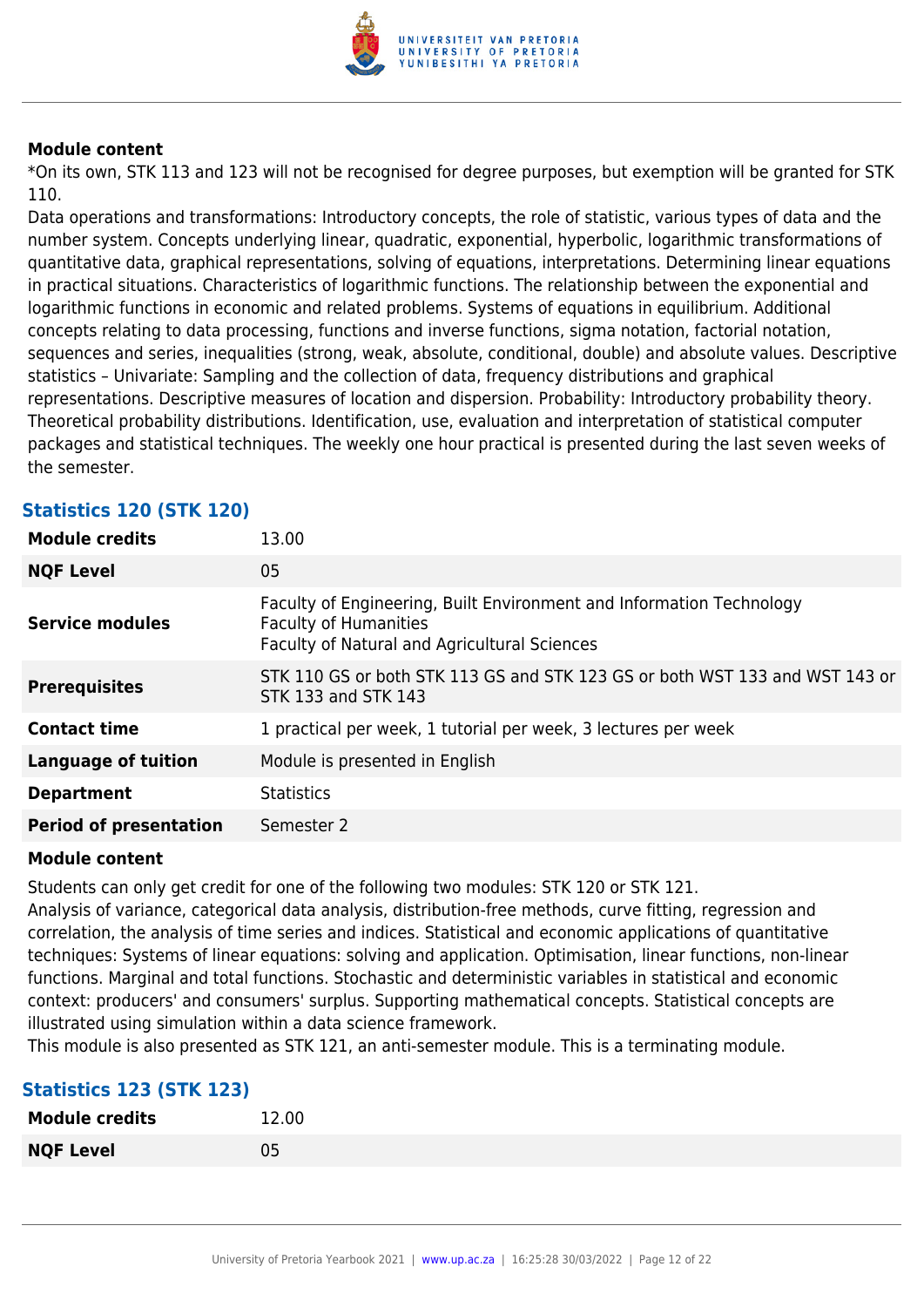**Module content**

*On its own, STK 113 and 123 will not be recognised for degree purposes, but exemption will be granted for STK 110.

Data operations and transformations: Introductory concepts, the role of statistic, various types of data and the number system. Concepts underlying linear, quadratic, exponential, hyperbolic, logarithmic transformations of quantitative data, graphical representations, solving of equations, interpretations. Determining linear equations in practical situations. Characteristics of logarithmic functions. The relationship between the exponential and logarithmic functions in economic and related problems. Systems of equations in equilibrium. Additional concepts relating to data processing, functions and inverse functions, sigma notation, factorial notation, sequences and series, inequalities (strong, weak, absolute, conditional, double) and absolute values. Descriptive statistics – Univariate: Sampling and the collection of data, frequency distributions and graphical representations. Descriptive measures of location and dispersion. Probability: Introductory probability theory. Theoretical probability distributions. Identification, use, evaluation and interpretation of statistical computer packages and statistical techniques. The weekly one hour practical is presented during the last seven weeks of the semester.

### Statistics 120 (STK 120)

| | |
|---|---|
| **Module credits** | 13.00 |
| **NQF Level** | 05 |
| **Service modules** | Faculty of Engineering, Built Environment and Information Technology<br>Faculty of Humanities<br>Faculty of Natural and Agricultural Sciences |
| **Prerequisites** | STK 110 GS or both STK 113 GS and STK 123 GS or both WST 133 and WST 143 or STK 133 and STK 143 |
| **Contact time** | 1 practical per week, 1 tutorial per week, 3 lectures per week |
| **Language of tuition** | Module is presented in English |
| **Department** | Statistics |
| **Period of presentation** | Semester 2 |

**Module content**

Students can only get credit for one of the following two modules: STK 120 or STK 121.

Analysis of variance, categorical data analysis, distribution-free methods, curve fitting, regression and correlation, the analysis of time series and indices. Statistical and economic applications of quantitative techniques: Systems of linear equations: solving and application. Optimisation, linear functions, non-linear functions. Marginal and total functions. Stochastic and deterministic variables in statistical and economic context: producers' and consumers' surplus. Supporting mathematical concepts. Statistical concepts are illustrated using simulation within a data science framework.

This module is also presented as STK 121, an anti-semester module. This is a terminating module.

### Statistics 123 (STK 123)

| | |
|---|---|
| **Module credits** | 12.00 |
| **NQF Level** | 05 |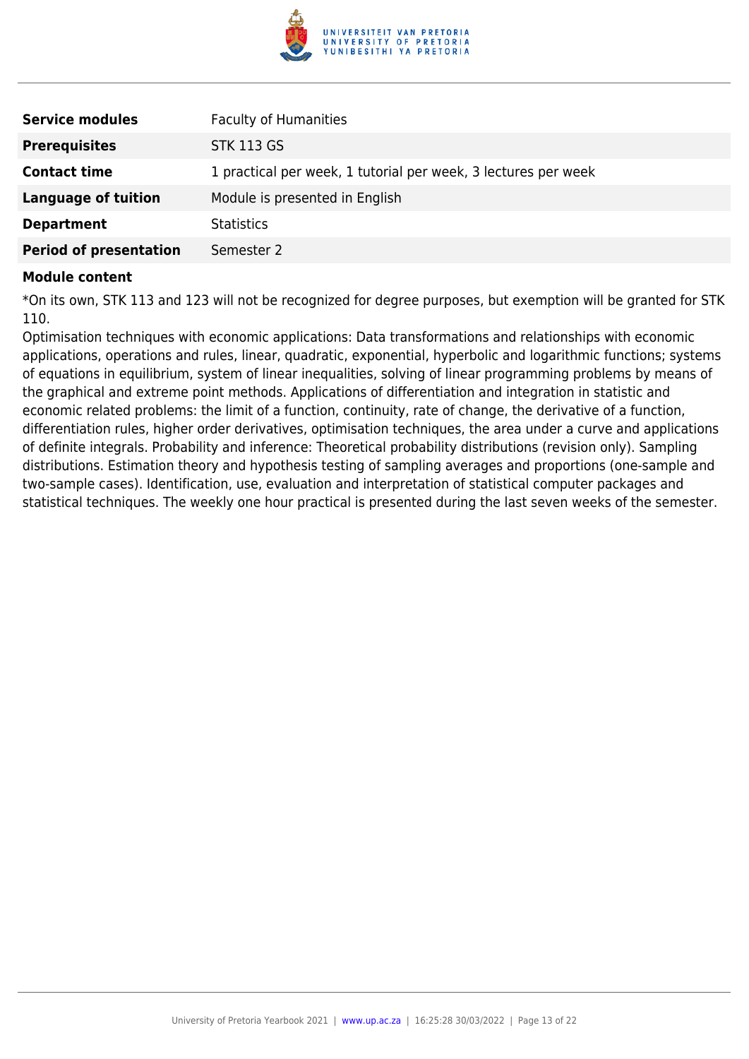| | |
|---|---|
| **Service modules** | Faculty of Humanities |
| **Prerequisites** | STK 113 GS |
| **Contact time** | 1 practical per week, 1 tutorial per week, 3 lectures per week |
| **Language of tuition** | Module is presented in English |
| **Department** | Statistics |
| **Period of presentation** | Semester 2 |

**Module content**

*On its own, STK 113 and 123 will not be recognized for degree purposes, but exemption will be granted for STK 110.
Optimisation techniques with economic applications: Data transformations and relationships with economic applications, operations and rules, linear, quadratic, exponential, hyperbolic and logarithmic functions; systems of equations in equilibrium, system of linear inequalities, solving of linear programming problems by means of the graphical and extreme point methods. Applications of differentiation and integration in statistic and economic related problems: the limit of a function, continuity, rate of change, the derivative of a function, differentiation rules, higher order derivatives, optimisation techniques, the area under a curve and applications of definite integrals. Probability and inference: Theoretical probability distributions (revision only). Sampling distributions. Estimation theory and hypothesis testing of sampling averages and proportions (one-sample and two-sample cases). Identification, use, evaluation and interpretation of statistical computer packages and statistical techniques. The weekly one hour practical is presented during the last seven weeks of the semester.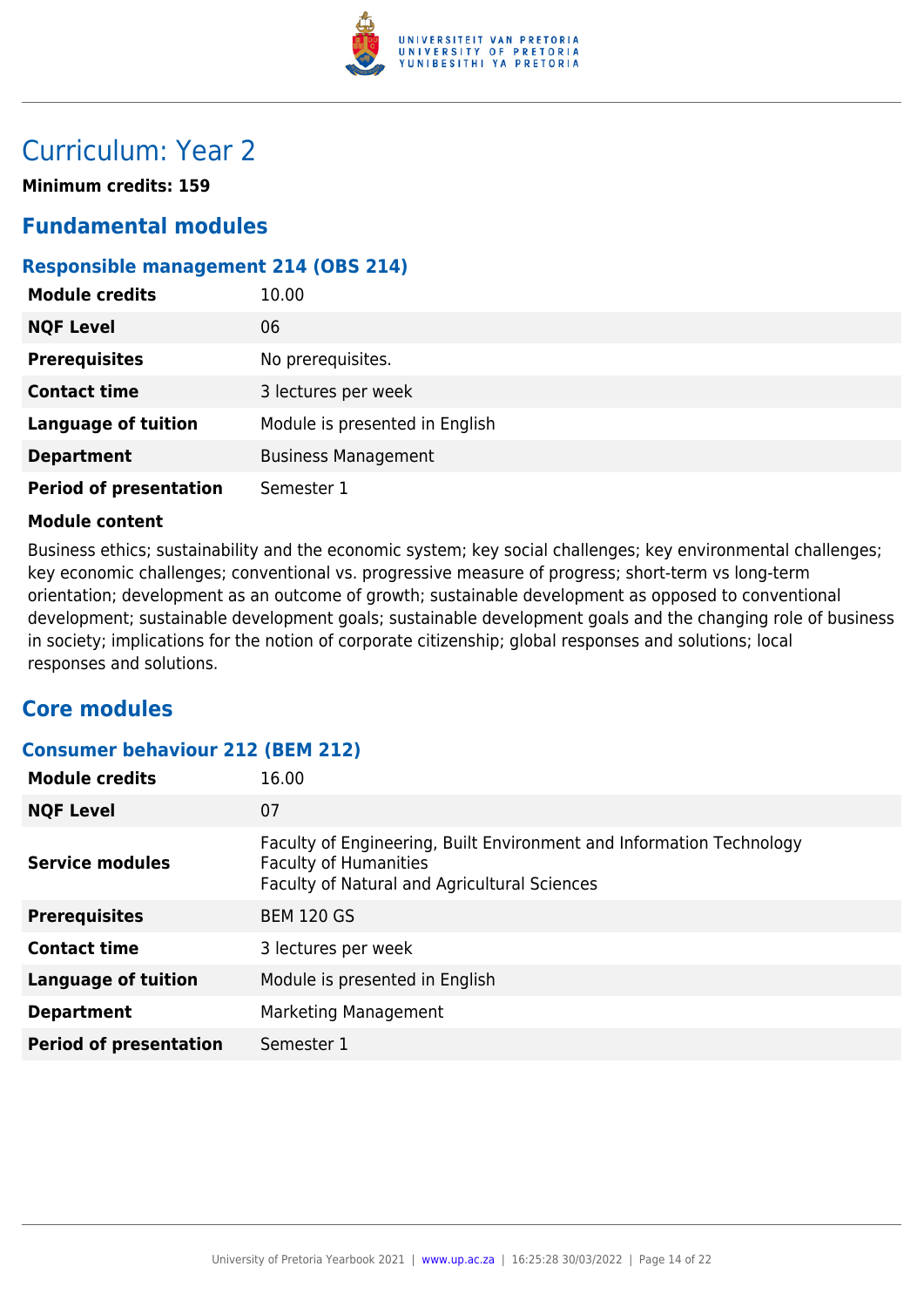# Curriculum: Year 2

**Minimum credits: 159**

## Fundamental modules

### Responsible management 214 (OBS 214)

| | |
|---|---|
| **Module credits** | 10.00 |
| **NQF Level** | 06 |
| **Prerequisites** | No prerequisites. |
| **Contact time** | 3 lectures per week |
| **Language of tuition** | Module is presented in English |
| **Department** | Business Management |
| **Period of presentation** | Semester 1 |

**Module content**

Business ethics; sustainability and the economic system; key social challenges; key environmental challenges; key economic challenges; conventional vs. progressive measure of progress; short-term vs long-term orientation; development as an outcome of growth; sustainable development as opposed to conventional development; sustainable development goals; sustainable development goals and the changing role of business in society; implications for the notion of corporate citizenship; global responses and solutions; local responses and solutions.

## Core modules

### Consumer behaviour 212 (BEM 212)

| | |
|---|---|
| **Module credits** | 16.00 |
| **NQF Level** | 07 |
| **Service modules** | Faculty of Engineering, Built Environment and Information Technology<br>Faculty of Humanities<br>Faculty of Natural and Agricultural Sciences |
| **Prerequisites** | BEM 120 GS |
| **Contact time** | 3 lectures per week |
| **Language of tuition** | Module is presented in English |
| **Department** | Marketing Management |
| **Period of presentation** | Semester 1 |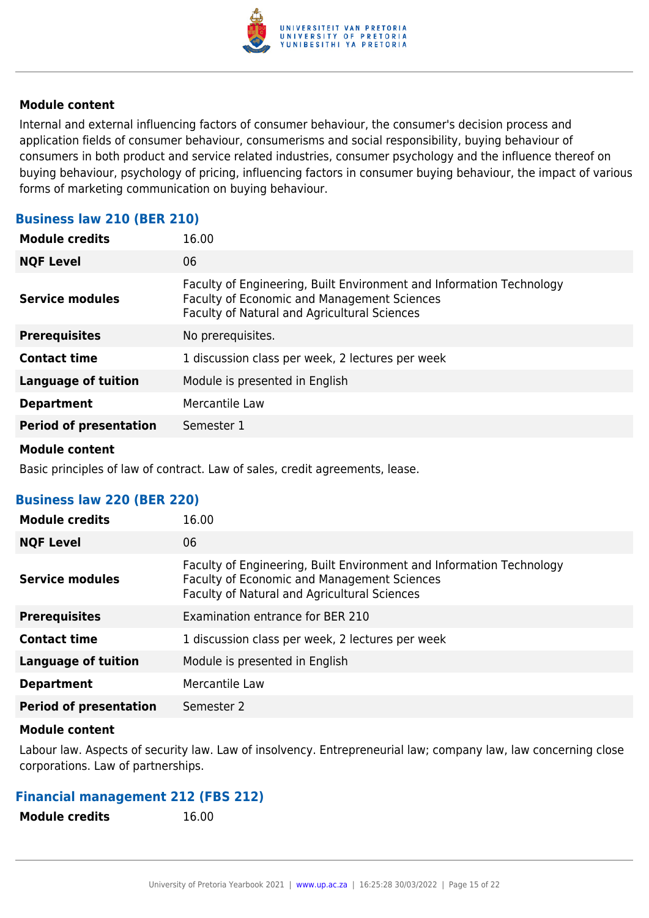**Module content**

Internal and external influencing factors of consumer behaviour, the consumer's decision process and application fields of consumer behaviour, consumerisms and social responsibility, buying behaviour of consumers in both product and service related industries, consumer psychology and the influence thereof on buying behaviour, psychology of pricing, influencing factors in consumer buying behaviour, the impact of various forms of marketing communication on buying behaviour.

### Business law 210 (BER 210)

| | |
|---|---|
| **Module credits** | 16.00 |
| **NQF Level** | 06 |
| **Service modules** | Faculty of Engineering, Built Environment and Information Technology<br>Faculty of Economic and Management Sciences<br>Faculty of Natural and Agricultural Sciences |
| **Prerequisites** | No prerequisites. |
| **Contact time** | 1 discussion class per week, 2 lectures per week |
| **Language of tuition** | Module is presented in English |
| **Department** | Mercantile Law |
| **Period of presentation** | Semester 1 |

**Module content**

Basic principles of law of contract. Law of sales, credit agreements, lease.

### Business law 220 (BER 220)

| | |
|---|---|
| **Module credits** | 16.00 |
| **NQF Level** | 06 |
| **Service modules** | Faculty of Engineering, Built Environment and Information Technology<br>Faculty of Economic and Management Sciences<br>Faculty of Natural and Agricultural Sciences |
| **Prerequisites** | Examination entrance for BER 210 |
| **Contact time** | 1 discussion class per week, 2 lectures per week |
| **Language of tuition** | Module is presented in English |
| **Department** | Mercantile Law |
| **Period of presentation** | Semester 2 |

**Module content**

Labour law. Aspects of security law. Law of insolvency. Entrepreneurial law; company law, law concerning close corporations. Law of partnerships.

### Financial management 212 (FBS 212)

| | |
|---|---|
| **Module credits** | 16.00 |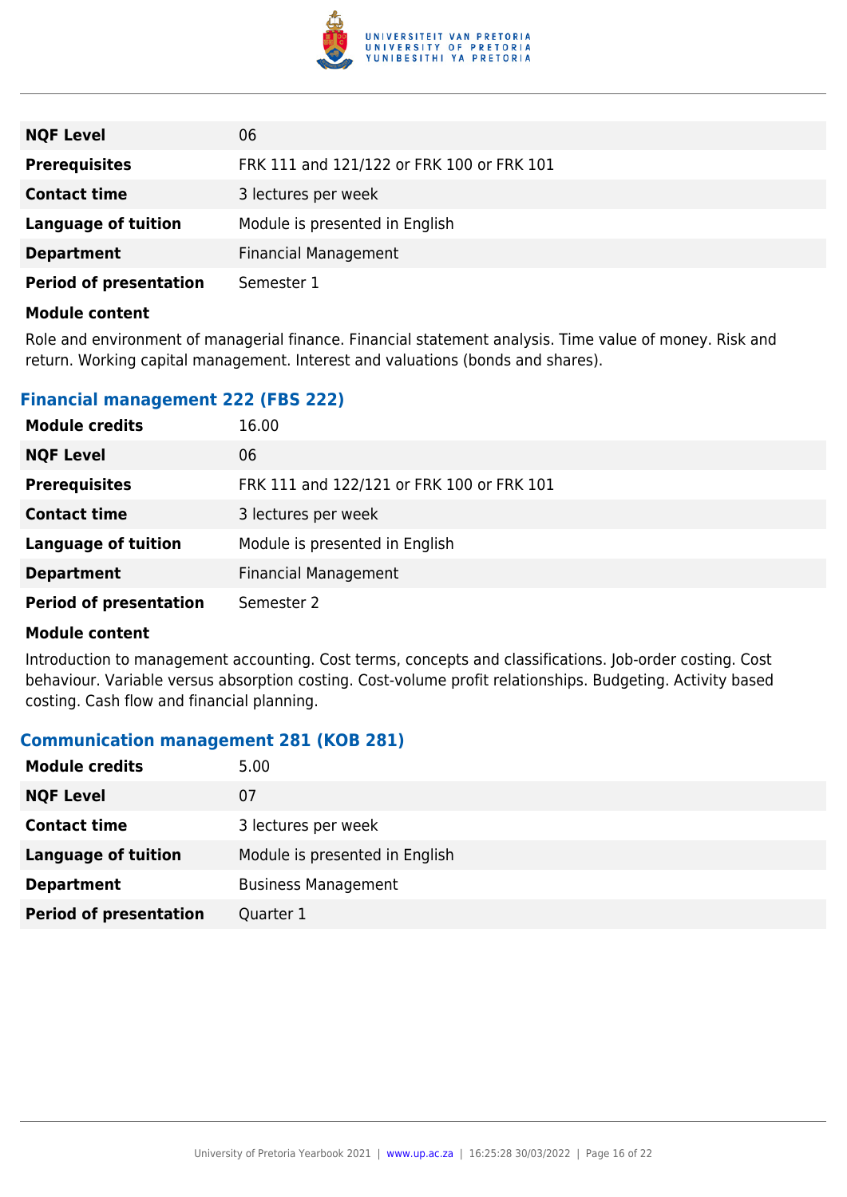| | |
|---|---|
| **NQF Level** | 06 |
| **Prerequisites** | FRK 111 and 121/122 or FRK 100 or FRK 101 |
| **Contact time** | 3 lectures per week |
| **Language of tuition** | Module is presented in English |
| **Department** | Financial Management |
| **Period of presentation** | Semester 1 |

**Module content**

Role and environment of managerial finance. Financial statement analysis. Time value of money. Risk and return. Working capital management. Interest and valuations (bonds and shares).

### Financial management 222 (FBS 222)

| | |
|---|---|
| **Module credits** | 16.00 |
| **NQF Level** | 06 |
| **Prerequisites** | FRK 111 and 122/121 or FRK 100 or FRK 101 |
| **Contact time** | 3 lectures per week |
| **Language of tuition** | Module is presented in English |
| **Department** | Financial Management |
| **Period of presentation** | Semester 2 |

**Module content**

Introduction to management accounting. Cost terms, concepts and classifications. Job-order costing. Cost behaviour. Variable versus absorption costing. Cost-volume profit relationships. Budgeting. Activity based costing. Cash flow and financial planning.

### Communication management 281 (KOB 281)

| | |
|---|---|
| **Module credits** | 5.00 |
| **NQF Level** | 07 |
| **Contact time** | 3 lectures per week |
| **Language of tuition** | Module is presented in English |
| **Department** | Business Management |
| **Period of presentation** | Quarter 1 |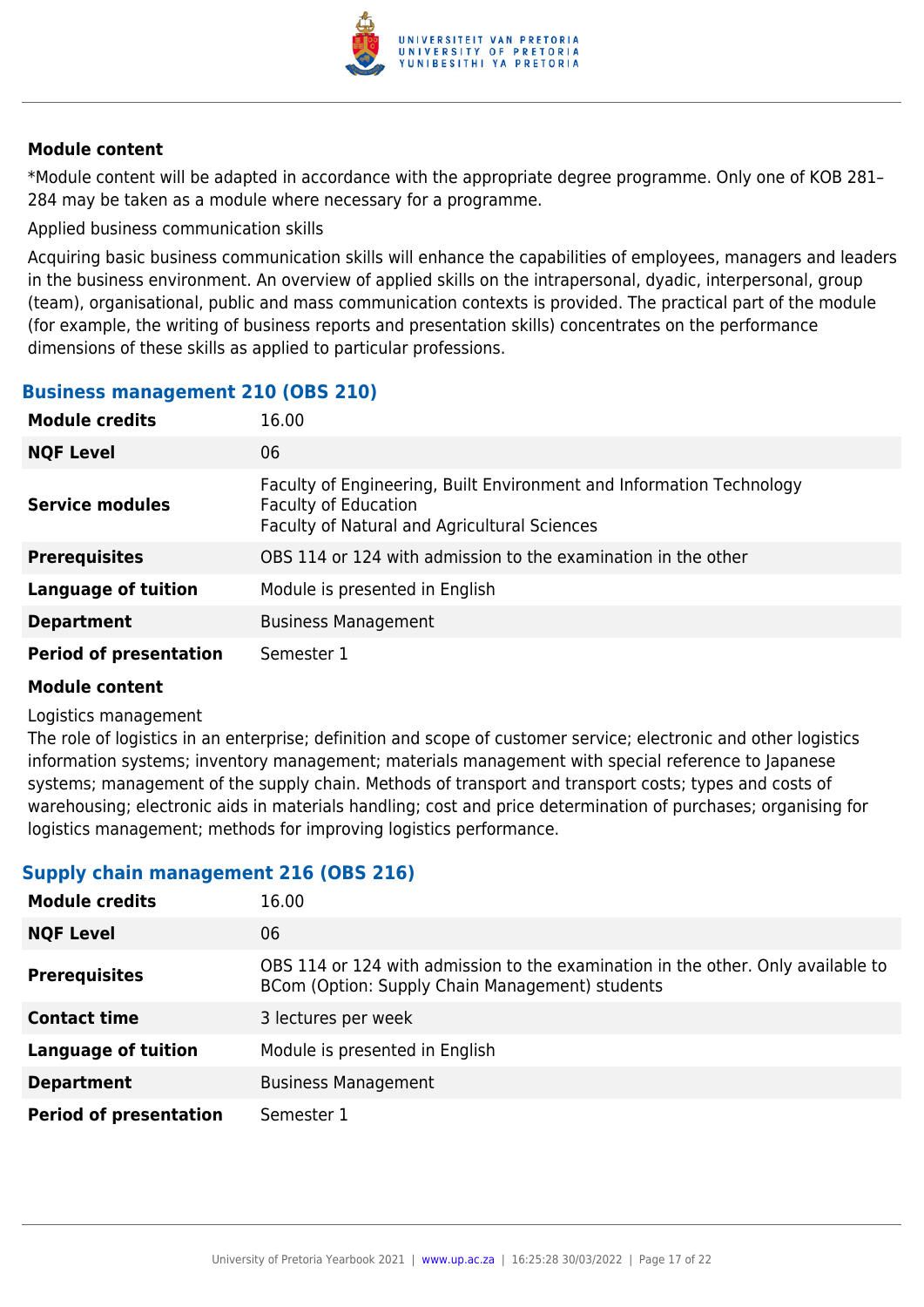#### Module content

*Module content will be adapted in accordance with the appropriate degree programme. Only one of KOB 281–284 may be taken as a module where necessary for a programme.

Applied business communication skills

Acquiring basic business communication skills will enhance the capabilities of employees, managers and leaders in the business environment. An overview of applied skills on the intrapersonal, dyadic, interpersonal, group (team), organisational, public and mass communication contexts is provided. The practical part of the module (for example, the writing of business reports and presentation skills) concentrates on the performance dimensions of these skills as applied to particular professions.

### Business management 210 (OBS 210)

| | |
|---|---|
| **Module credits** | 16.00 |
| **NQF Level** | 06 |
| **Service modules** | Faculty of Engineering, Built Environment and Information Technology<br>Faculty of Education<br>Faculty of Natural and Agricultural Sciences |
| **Prerequisites** | OBS 114 or 124 with admission to the examination in the other |
| **Language of tuition** | Module is presented in English |
| **Department** | Business Management |
| **Period of presentation** | Semester 1 |

#### Module content

Logistics management
The role of logistics in an enterprise; definition and scope of customer service; electronic and other logistics information systems; inventory management; materials management with special reference to Japanese systems; management of the supply chain. Methods of transport and transport costs; types and costs of warehousing; electronic aids in materials handling; cost and price determination of purchases; organising for logistics management; methods for improving logistics performance.

### Supply chain management 216 (OBS 216)

| | |
|---|---|
| **Module credits** | 16.00 |
| **NQF Level** | 06 |
| **Prerequisites** | OBS 114 or 124 with admission to the examination in the other. Only available to BCom (Option: Supply Chain Management) students |
| **Contact time** | 3 lectures per week |
| **Language of tuition** | Module is presented in English |
| **Department** | Business Management |
| **Period of presentation** | Semester 1 |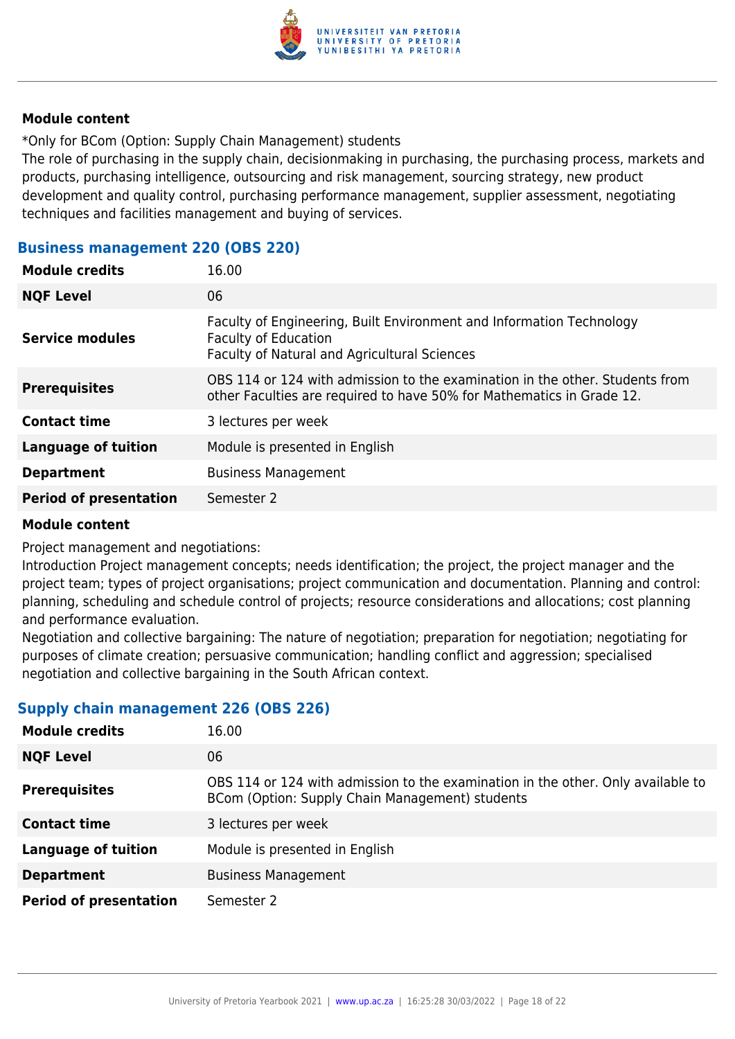**Module content**

*Only for BCom (Option: Supply Chain Management) students
The role of purchasing in the supply chain, decisionmaking in purchasing, the purchasing process, markets and products, purchasing intelligence, outsourcing and risk management, sourcing strategy, new product development and quality control, purchasing performance management, supplier assessment, negotiating techniques and facilities management and buying of services.

### Business management 220 (OBS 220)

| | |
|---|---|
| **Module credits** | 16.00 |
| **NQF Level** | 06 |
| **Service modules** | Faculty of Engineering, Built Environment and Information Technology<br>Faculty of Education<br>Faculty of Natural and Agricultural Sciences |
| **Prerequisites** | OBS 114 or 124 with admission to the examination in the other. Students from other Faculties are required to have 50% for Mathematics in Grade 12. |
| **Contact time** | 3 lectures per week |
| **Language of tuition** | Module is presented in English |
| **Department** | Business Management |
| **Period of presentation** | Semester 2 |

**Module content**

Project management and negotiations:
Introduction Project management concepts; needs identification; the project, the project manager and the project team; types of project organisations; project communication and documentation. Planning and control: planning, scheduling and schedule control of projects; resource considerations and allocations; cost planning and performance evaluation.
Negotiation and collective bargaining: The nature of negotiation; preparation for negotiation; negotiating for purposes of climate creation; persuasive communication; handling conflict and aggression; specialised negotiation and collective bargaining in the South African context.

### Supply chain management 226 (OBS 226)

| | |
|---|---|
| **Module credits** | 16.00 |
| **NQF Level** | 06 |
| **Prerequisites** | OBS 114 or 124 with admission to the examination in the other. Only available to BCom (Option: Supply Chain Management) students |
| **Contact time** | 3 lectures per week |
| **Language of tuition** | Module is presented in English |
| **Department** | Business Management |
| **Period of presentation** | Semester 2 |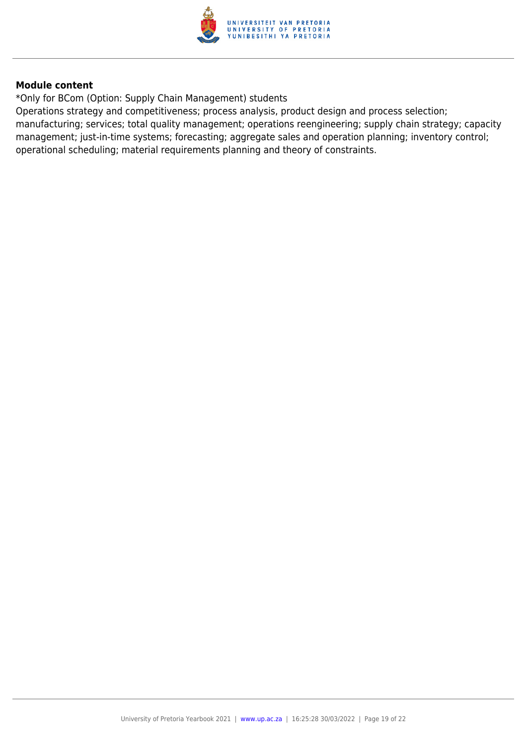**Module content**

*Only for BCom (Option: Supply Chain Management) students

Operations strategy and competitiveness; process analysis, product design and process selection; manufacturing; services; total quality management; operations reengineering; supply chain strategy; capacity management; just-in-time systems; forecasting; aggregate sales and operation planning; inventory control; operational scheduling; material requirements planning and theory of constraints.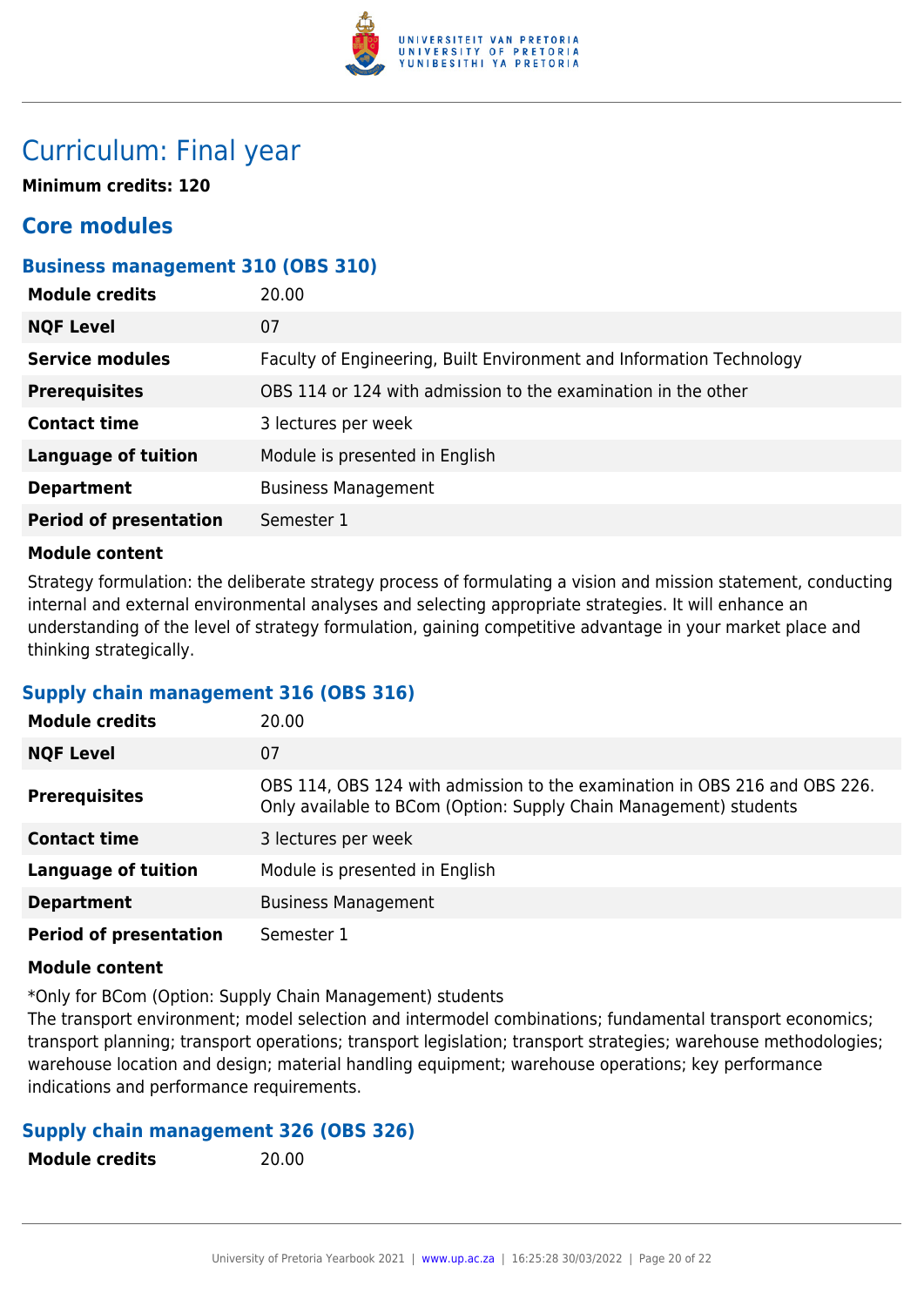# Curriculum: Final year

**Minimum credits: 120**

## Core modules

### Business management 310 (OBS 310)

| | |
|---|---|
| **Module credits** | 20.00 |
| **NQF Level** | 07 |
| **Service modules** | Faculty of Engineering, Built Environment and Information Technology |
| **Prerequisites** | OBS 114 or 124 with admission to the examination in the other |
| **Contact time** | 3 lectures per week |
| **Language of tuition** | Module is presented in English |
| **Department** | Business Management |
| **Period of presentation** | Semester 1 |

**Module content**

Strategy formulation: the deliberate strategy process of formulating a vision and mission statement, conducting internal and external environmental analyses and selecting appropriate strategies. It will enhance an understanding of the level of strategy formulation, gaining competitive advantage in your market place and thinking strategically.

### Supply chain management 316 (OBS 316)

| | |
|---|---|
| **Module credits** | 20.00 |
| **NQF Level** | 07 |
| **Prerequisites** | OBS 114, OBS 124 with admission to the examination in OBS 216 and OBS 226. Only available to BCom (Option: Supply Chain Management) students |
| **Contact time** | 3 lectures per week |
| **Language of tuition** | Module is presented in English |
| **Department** | Business Management |
| **Period of presentation** | Semester 1 |

**Module content**

*Only for BCom (Option: Supply Chain Management) students
The transport environment; model selection and intermodel combinations; fundamental transport economics; transport planning; transport operations; transport legislation; transport strategies; warehouse methodologies; warehouse location and design; material handling equipment; warehouse operations; key performance indications and performance requirements.

### Supply chain management 326 (OBS 326)

| | |
|---|---|
| **Module credits** | 20.00 |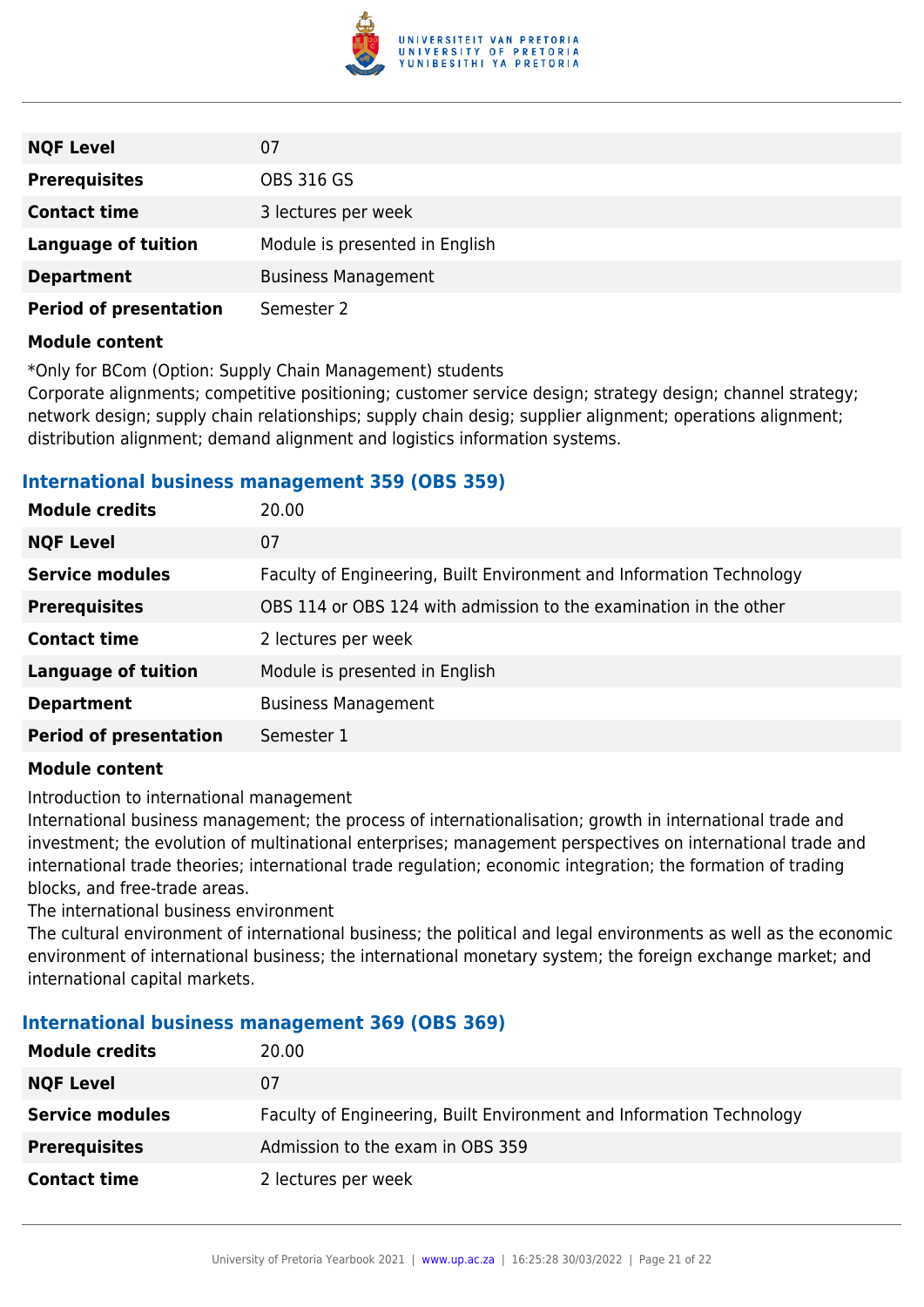| | |
|---|---|
| **NQF Level** | 07 |
| **Prerequisites** | OBS 316 GS |
| **Contact time** | 3 lectures per week |
| **Language of tuition** | Module is presented in English |
| **Department** | Business Management |
| **Period of presentation** | Semester 2 |

**Module content**

*Only for BCom (Option: Supply Chain Management) students
Corporate alignments; competitive positioning; customer service design; strategy design; channel strategy; network design; supply chain relationships; supply chain desig; supplier alignment; operations alignment; distribution alignment; demand alignment and logistics information systems.

### International business management 359 (OBS 359)

| | |
|---|---|
| **Module credits** | 20.00 |
| **NQF Level** | 07 |
| **Service modules** | Faculty of Engineering, Built Environment and Information Technology |
| **Prerequisites** | OBS 114 or OBS 124 with admission to the examination in the other |
| **Contact time** | 2 lectures per week |
| **Language of tuition** | Module is presented in English |
| **Department** | Business Management |
| **Period of presentation** | Semester 1 |

**Module content**

Introduction to international management
International business management; the process of internationalisation; growth in international trade and investment; the evolution of multinational enterprises; management perspectives on international trade and international trade theories; international trade regulation; economic integration; the formation of trading blocks, and free-trade areas.
The international business environment
The cultural environment of international business; the political and legal environments as well as the economic environment of international business; the international monetary system; the foreign exchange market; and international capital markets.

### International business management 369 (OBS 369)

| | |
|---|---|
| **Module credits** | 20.00 |
| **NQF Level** | 07 |
| **Service modules** | Faculty of Engineering, Built Environment and Information Technology |
| **Prerequisites** | Admission to the exam in OBS 359 |
| **Contact time** | 2 lectures per week |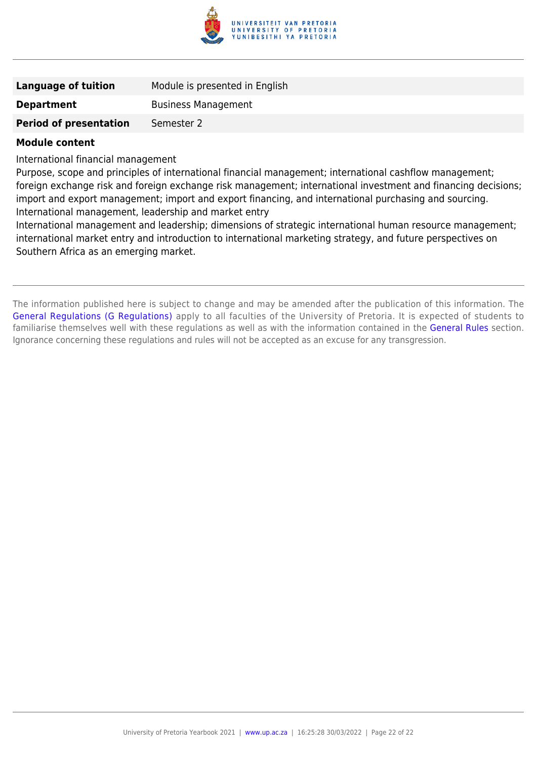| | |
|---|---|
| **Language of tuition** | Module is presented in English |
| **Department** | Business Management |
| **Period of presentation** | Semester 2 |

**Module content**

International financial management
Purpose, scope and principles of international financial management; international cashflow management; foreign exchange risk and foreign exchange risk management; international investment and financing decisions; import and export management; import and export financing, and international purchasing and sourcing.
International management, leadership and market entry
International management and leadership; dimensions of strategic international human resource management; international market entry and introduction to international marketing strategy, and future perspectives on Southern Africa as an emerging market.

---

The information published here is subject to change and may be amended after the publication of this information. The General Regulations (G Regulations) apply to all faculties of the University of Pretoria. It is expected of students to familiarise themselves well with these regulations as well as with the information contained in the General Rules section. Ignorance concerning these regulations and rules will not be accepted as an excuse for any transgression.